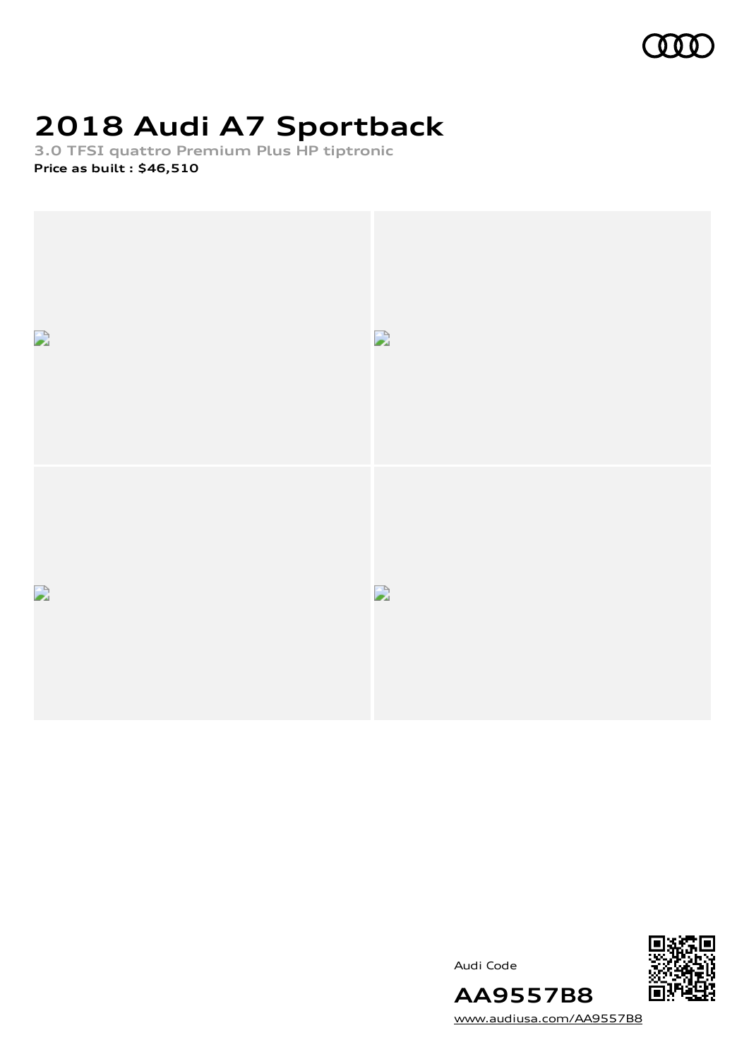# 2018 Audi A7 Sportback

**3.0 TFSI quattro Premium Plus HP tiptronic**

**Price as built : $46,510**

Audi Code

**AA9557B8**

www.audiusa.com/AA9557B8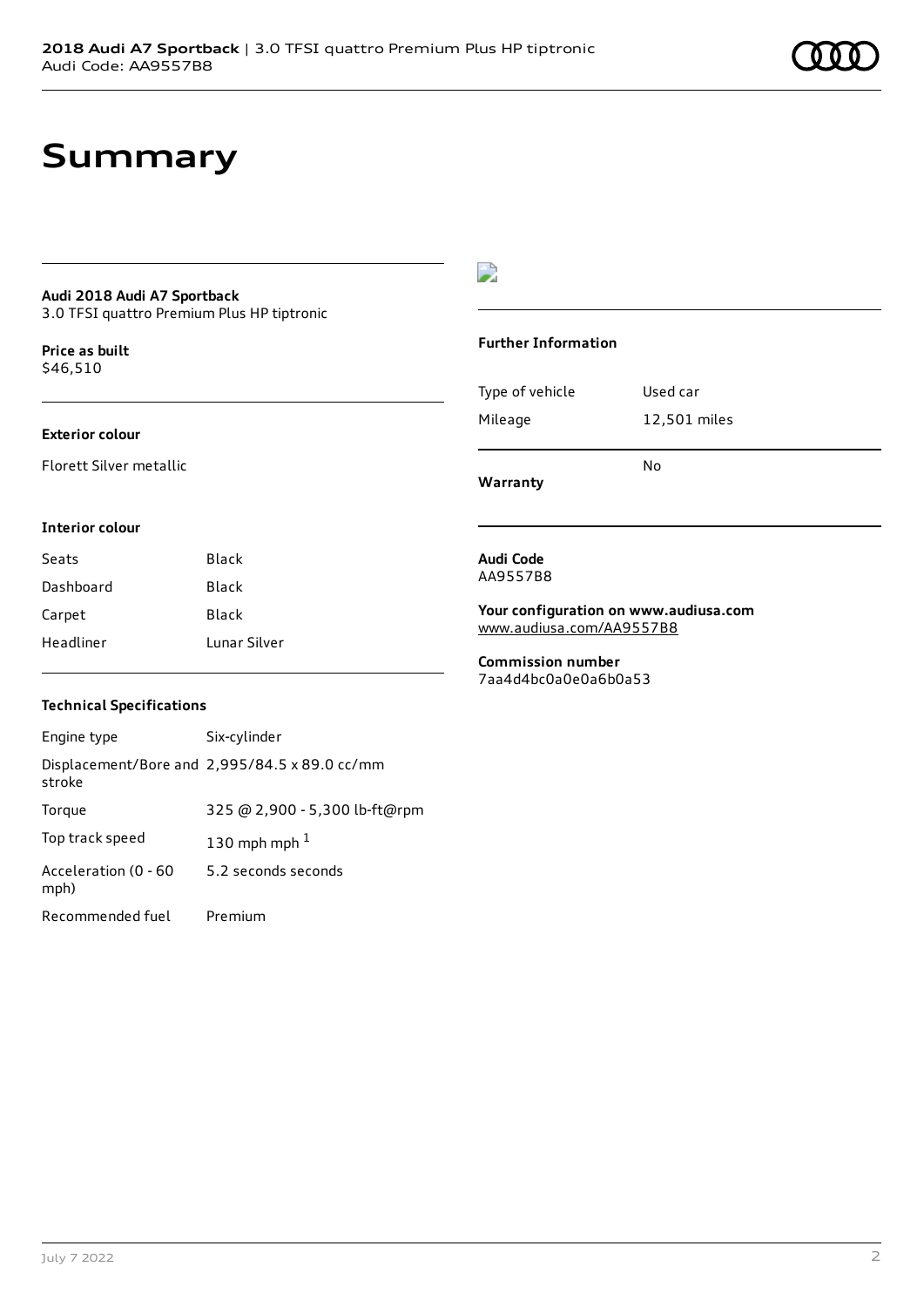# Summary

**Audi 2018 Audi A7 Sportback**
3.0 TFSI quattro Premium Plus HP tiptronic

**Price as built**
$46,510

**Exterior colour**

Florett Silver metallic

**Interior colour**

| | |
|---|---|
| Seats | Black |
| Dashboard | Black |
| Carpet | Black |
| Headliner | Lunar Silver |

**Technical Specifications**

| | |
|---|---|
| Engine type | Six-cylinder |
| Displacement/Bore and stroke | 2,995/84.5 x 89.0 cc/mm |
| Torque | 325 @ 2,900 - 5,300 lb-ft@rpm |
| Top track speed | 130 mph mph [1] |
| Acceleration (0 - 60 mph) | 5.2 seconds seconds |
| Recommended fuel | Premium |

**Further Information**

| | |
|---|---|
| Type of vehicle | Used car |
| Mileage | 12,501 miles |
| **Warranty** | No |

**Audi Code**
AA9557B8

**Your configuration on www.audiusa.com**
www.audiusa.com/AA9557B8

**Commission number**
7aa4d4bc0a0e0a6b0a53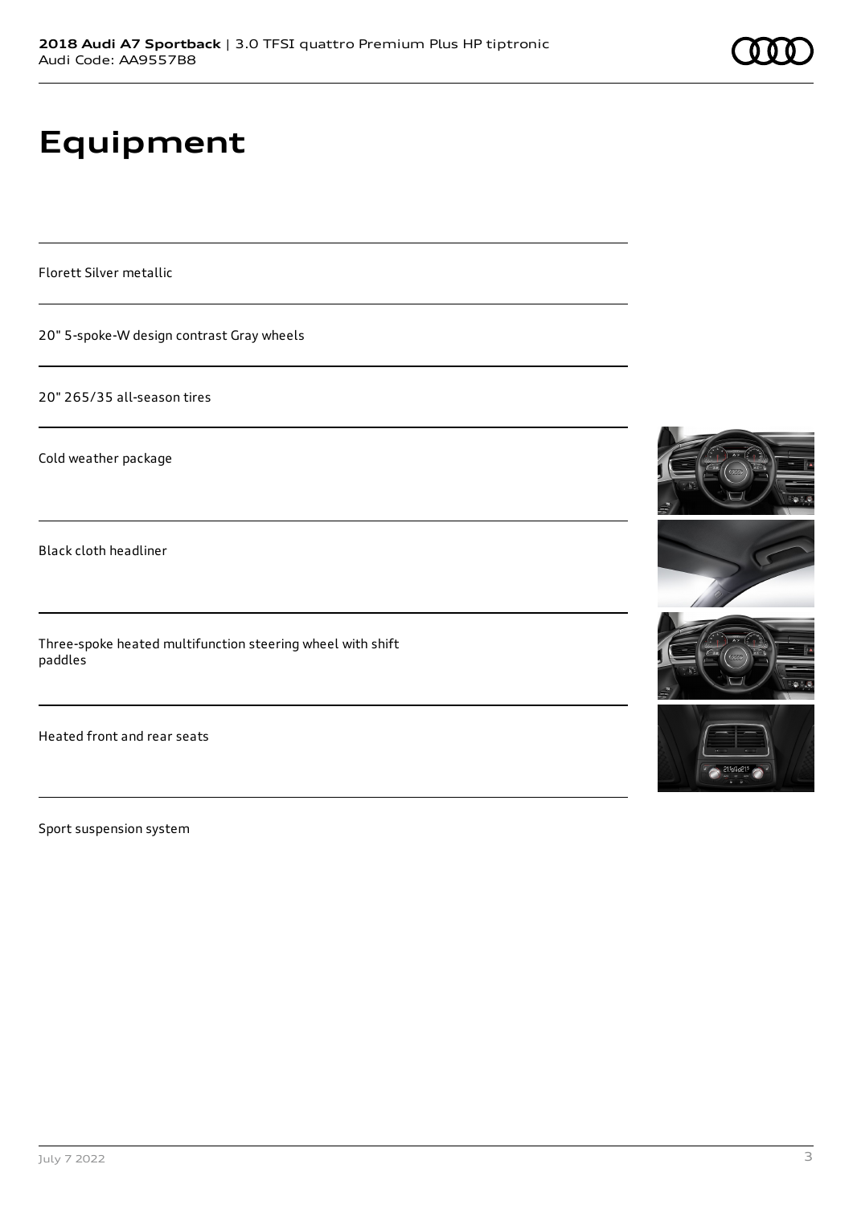# Equipment

Florett Silver metallic

20" 5-spoke-W design contrast Gray wheels

20" 265/35 all-season tires

Cold weather package

Black cloth headliner

Three-spoke heated multifunction steering wheel with shift paddles

Heated front and rear seats

Sport suspension system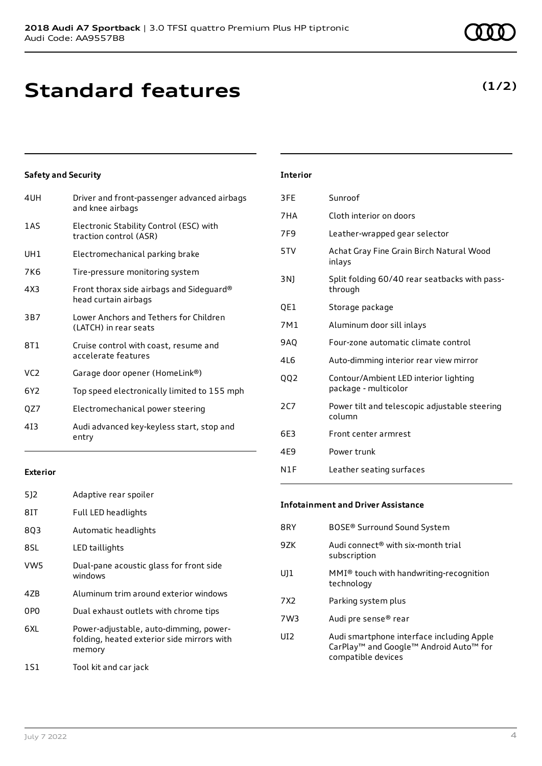# Standard features

**(1/2)**

### Safety and Security

| | |
|---|---|
| 4UH | Driver and front-passenger advanced airbags and knee airbags |
| 1AS | Electronic Stability Control (ESC) with traction control (ASR) |
| UH1 | Electromechanical parking brake |
| 7K6 | Tire-pressure monitoring system |
| 4X3 | Front thorax side airbags and Sideguard® head curtain airbags |
| 3B7 | Lower Anchors and Tethers for Children (LATCH) in rear seats |
| 8T1 | Cruise control with coast, resume and accelerate features |
| VC2 | Garage door opener (HomeLink®) |
| 6Y2 | Top speed electronically limited to 155 mph |
| QZ7 | Electromechanical power steering |
| 4I3 | Audi advanced key-keyless start, stop and entry |

### Exterior

| | |
|---|---|
| 5J2 | Adaptive rear spoiler |
| 8IT | Full LED headlights |
| 8Q3 | Automatic headlights |
| 8SL | LED taillights |
| VW5 | Dual-pane acoustic glass for front side windows |
| 4ZB | Aluminum trim around exterior windows |
| 0P0 | Dual exhaust outlets with chrome tips |
| 6XL | Power-adjustable, auto-dimming, power-folding, heated exterior side mirrors with memory |
| 1S1 | Tool kit and car jack |

### Interior

| | |
|---|---|
| 3FE | Sunroof |
| 7HA | Cloth interior on doors |
| 7F9 | Leather-wrapped gear selector |
| 5TV | Achat Gray Fine Grain Birch Natural Wood inlays |
| 3NJ | Split folding 60/40 rear seatbacks with pass-through |
| QE1 | Storage package |
| 7M1 | Aluminum door sill inlays |
| 9AQ | Four-zone automatic climate control |
| 4L6 | Auto-dimming interior rear view mirror |
| QQ2 | Contour/Ambient LED interior lighting package - multicolor |
| 2C7 | Power tilt and telescopic adjustable steering column |
| 6E3 | Front center armrest |
| 4E9 | Power trunk |
| N1F | Leather seating surfaces |

### Infotainment and Driver Assistance

| | |
|---|---|
| 8RY | BOSE® Surround Sound System |
| 9ZK | Audi connect® with six-month trial subscription |
| UJ1 | MMI® touch with handwriting-recognition technology |
| 7X2 | Parking system plus |
| 7W3 | Audi pre sense® rear |
| UI2 | Audi smartphone interface including Apple CarPlay™ and Google™ Android Auto™ for compatible devices |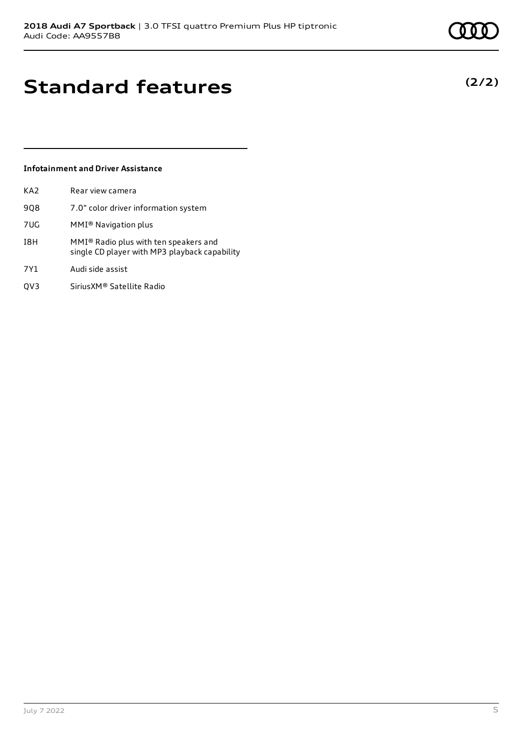# Standard features

**(2/2)**

### Infotainment and Driver Assistance

| | |
|---|---|
| KA2 | Rear view camera |
| 9Q8 | 7.0" color driver information system |
| 7UG | MMI® Navigation plus |
| I8H | MMI® Radio plus with ten speakers and single CD player with MP3 playback capability |
| 7Y1 | Audi side assist |
| QV3 | SiriusXM® Satellite Radio |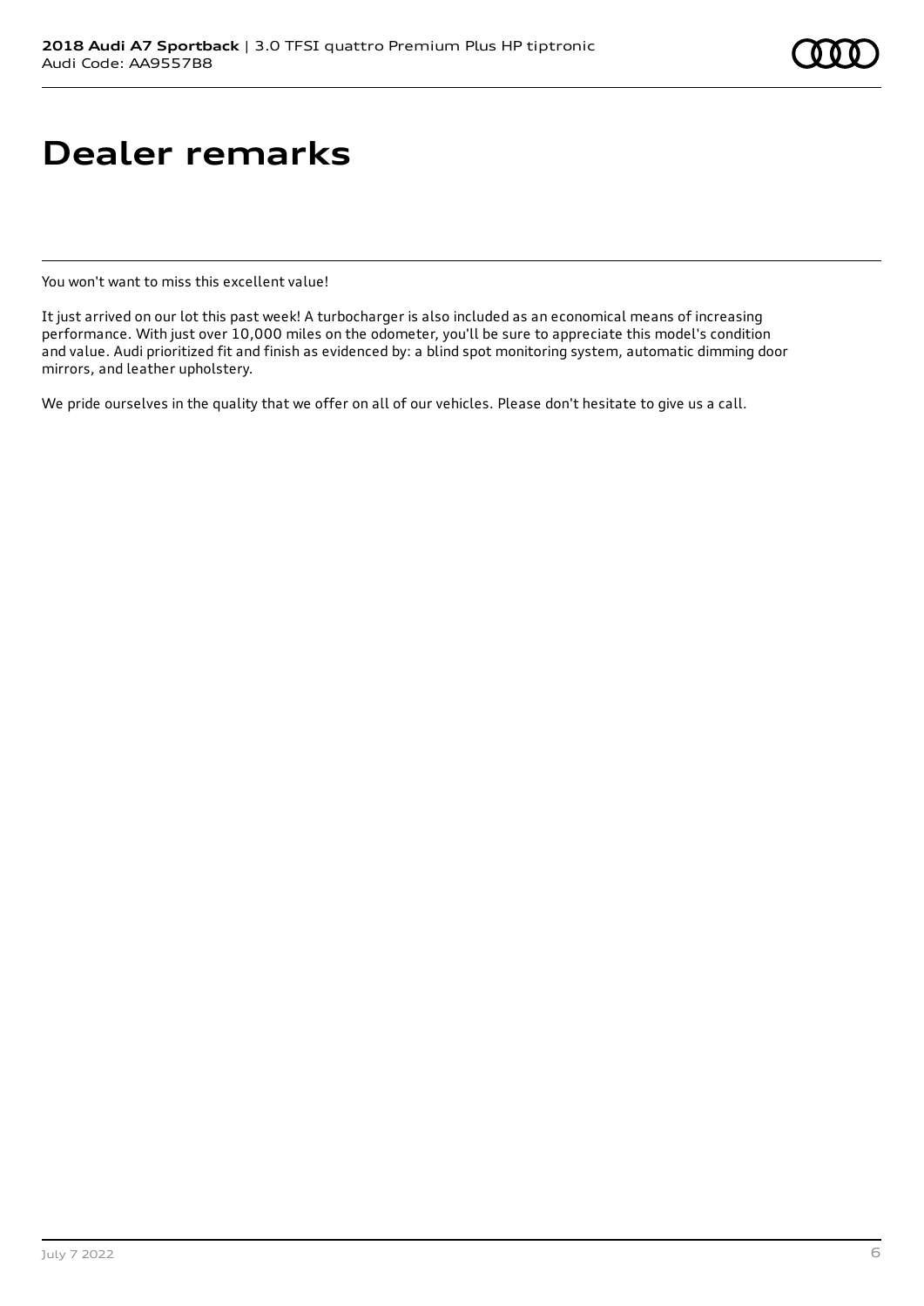# Dealer remarks

You won't want to miss this excellent value!

It just arrived on our lot this past week! A turbocharger is also included as an economical means of increasing performance. With just over 10,000 miles on the odometer, you'll be sure to appreciate this model's condition and value. Audi prioritized fit and finish as evidenced by: a blind spot monitoring system, automatic dimming door mirrors, and leather upholstery.

We pride ourselves in the quality that we offer on all of our vehicles. Please don't hesitate to give us a call.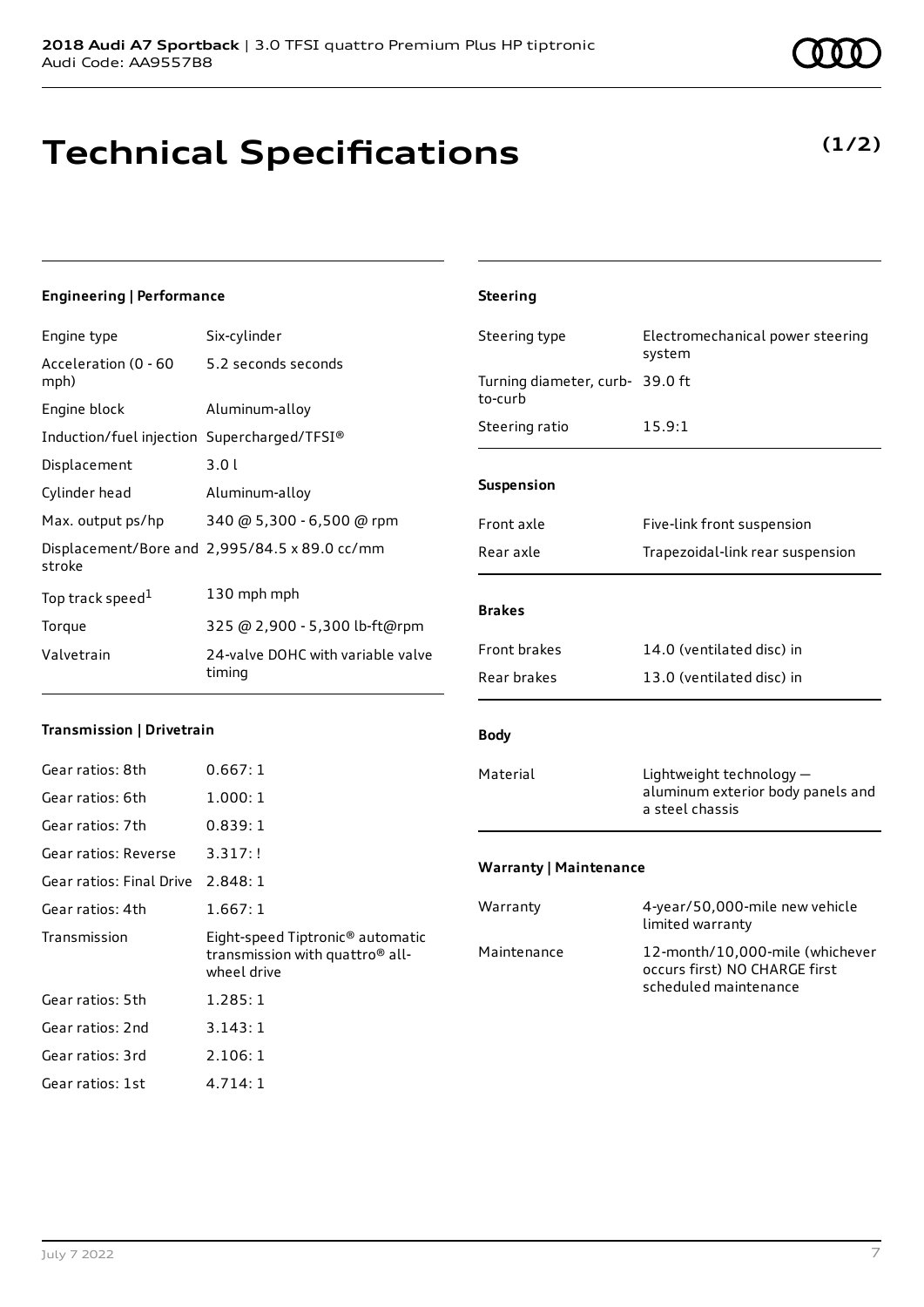# Technical Specifications

**(1/2)**

### Engineering | Performance

| | |
|---|---|
| Engine type | Six-cylinder |
| Acceleration (0 - 60 mph) | 5.2 seconds seconds |
| Engine block | Aluminum-alloy |
| Induction/fuel injection | Supercharged/TFSI® |
| Displacement | 3.0 l |
| Cylinder head | Aluminum-alloy |
| Max. output ps/hp | 340 @ 5,300 - 6,500 @ rpm |
| Displacement/Bore and stroke | 2,995/84.5 x 89.0 cc/mm |
| Top track speed[1] | 130 mph mph |
| Torque | 325 @ 2,900 - 5,300 lb-ft@rpm |
| Valvetrain | 24-valve DOHC with variable valve timing |

### Transmission | Drivetrain

| | |
|---|---|
| Gear ratios: 8th | 0.667: 1 |
| Gear ratios: 6th | 1.000: 1 |
| Gear ratios: 7th | 0.839: 1 |
| Gear ratios: Reverse | 3.317: ! |
| Gear ratios: Final Drive | 2.848: 1 |
| Gear ratios: 4th | 1.667: 1 |
| Transmission | Eight-speed Tiptronic® automatic transmission with quattro® all-wheel drive |
| Gear ratios: 5th | 1.285: 1 |
| Gear ratios: 2nd | 3.143: 1 |
| Gear ratios: 3rd | 2.106: 1 |
| Gear ratios: 1st | 4.714: 1 |

### Steering

| | |
|---|---|
| Steering type | Electromechanical power steering system |
| Turning diameter, curb-to-curb | 39.0 ft |
| Steering ratio | 15.9:1 |

### Suspension

| | |
|---|---|
| Front axle | Five-link front suspension |
| Rear axle | Trapezoidal-link rear suspension |

### Brakes

| | |
|---|---|
| Front brakes | 14.0 (ventilated disc) in |
| Rear brakes | 13.0 (ventilated disc) in |

### Body

| | |
|---|---|
| Material | Lightweight technology — aluminum exterior body panels and a steel chassis |

### Warranty | Maintenance

| | |
|---|---|
| Warranty | 4-year/50,000-mile new vehicle limited warranty |
| Maintenance | 12-month/10,000-mile (whichever occurs first) NO CHARGE first scheduled maintenance |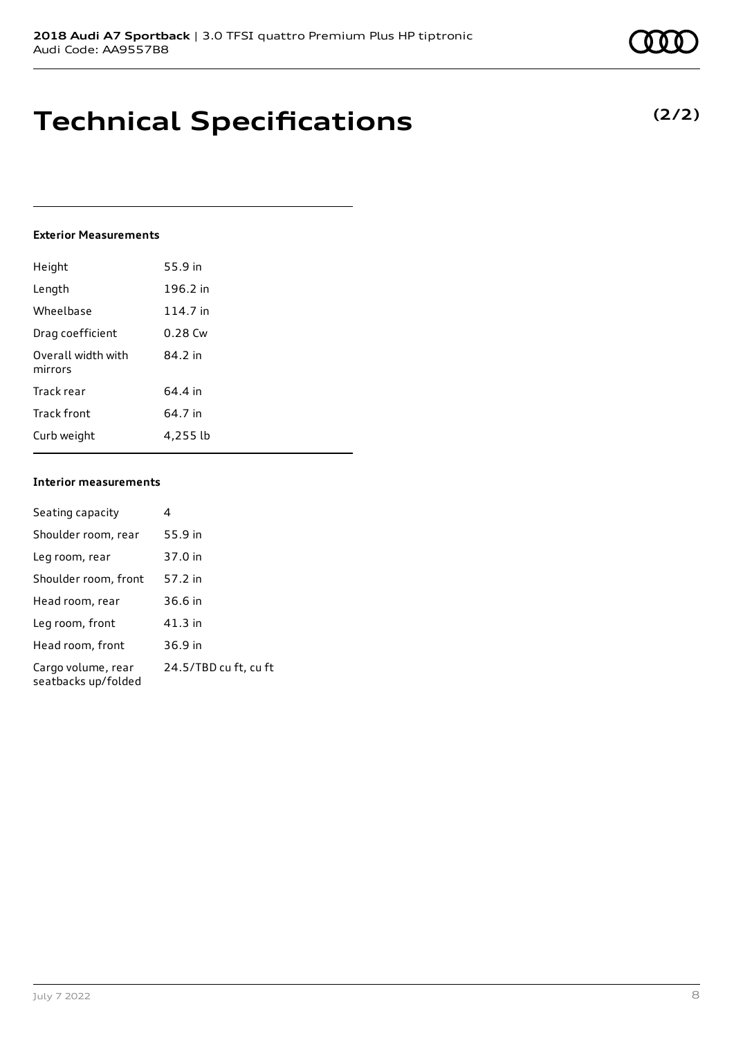# Technical Specifications

**(2/2)**

#### Exterior Measurements

| | |
|---|---|
| Height | 55.9 in |
| Length | 196.2 in |
| Wheelbase | 114.7 in |
| Drag coefficient | 0.28 Cw |
| Overall width with mirrors | 84.2 in |
| Track rear | 64.4 in |
| Track front | 64.7 in |
| Curb weight | 4,255 lb |

#### Interior measurements

| | |
|---|---|
| Seating capacity | 4 |
| Shoulder room, rear | 55.9 in |
| Leg room, rear | 37.0 in |
| Shoulder room, front | 57.2 in |
| Head room, rear | 36.6 in |
| Leg room, front | 41.3 in |
| Head room, front | 36.9 in |
| Cargo volume, rear seatbacks up/folded | 24.5/TBD cu ft, cu ft |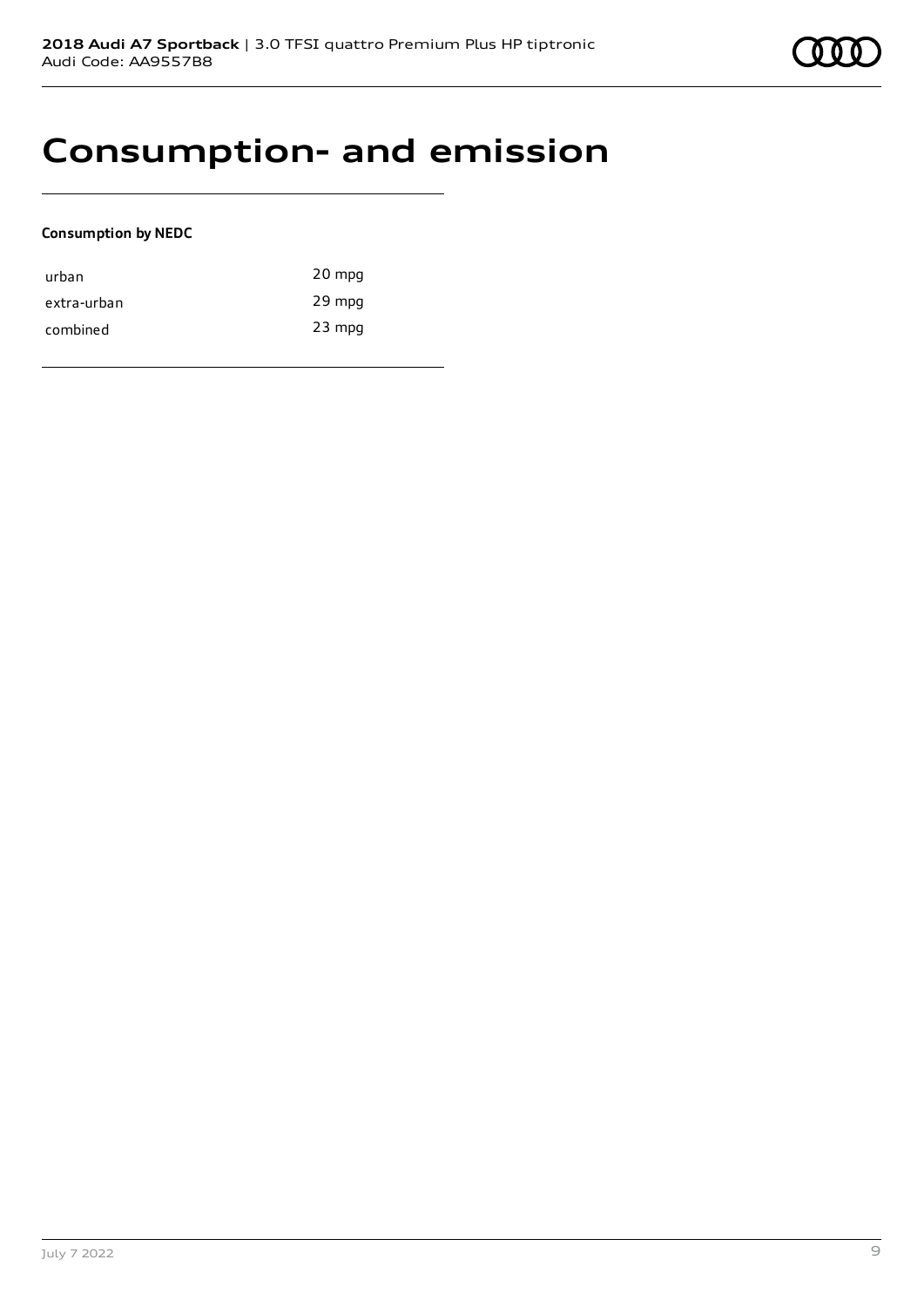# Consumption- and emission

**Consumption by NEDC**

| | |
|---|---|
| urban | 20 mpg |
| extra-urban | 29 mpg |
| combined | 23 mpg |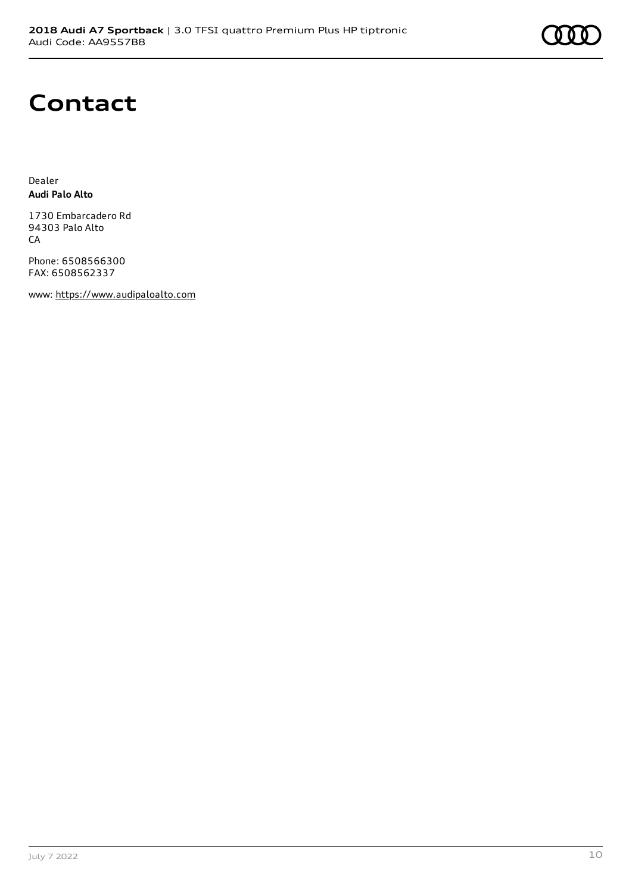# Contact

Dealer
**Audi Palo Alto**

1730 Embarcadero Rd
94303 Palo Alto
CA

Phone: 6508566300
FAX: 6508562337

www: https://www.audipaloalto.com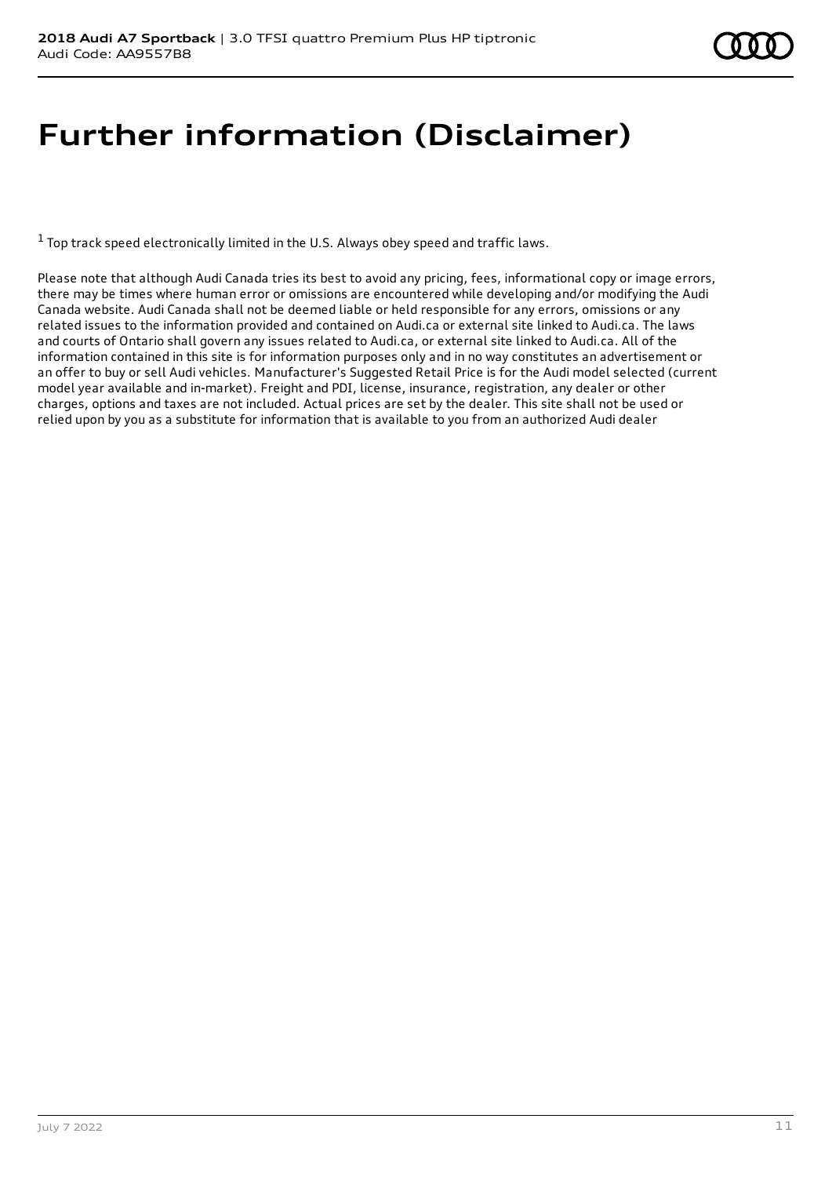# Further information (Disclaimer)

[1] Top track speed electronically limited in the U.S. Always obey speed and traffic laws.

Please note that although Audi Canada tries its best to avoid any pricing, fees, informational copy or image errors, there may be times where human error or omissions are encountered while developing and/or modifying the Audi Canada website. Audi Canada shall not be deemed liable or held responsible for any errors, omissions or any related issues to the information provided and contained on Audi.ca or external site linked to Audi.ca. The laws and courts of Ontario shall govern any issues related to Audi.ca, or external site linked to Audi.ca. All of the information contained in this site is for information purposes only and in no way constitutes an advertisement or an offer to buy or sell Audi vehicles. Manufacturer's Suggested Retail Price is for the Audi model selected (current model year available and in-market). Freight and PDI, license, insurance, registration, any dealer or other charges, options and taxes are not included. Actual prices are set by the dealer. This site shall not be used or relied upon by you as a substitute for information that is available to you from an authorized Audi dealer